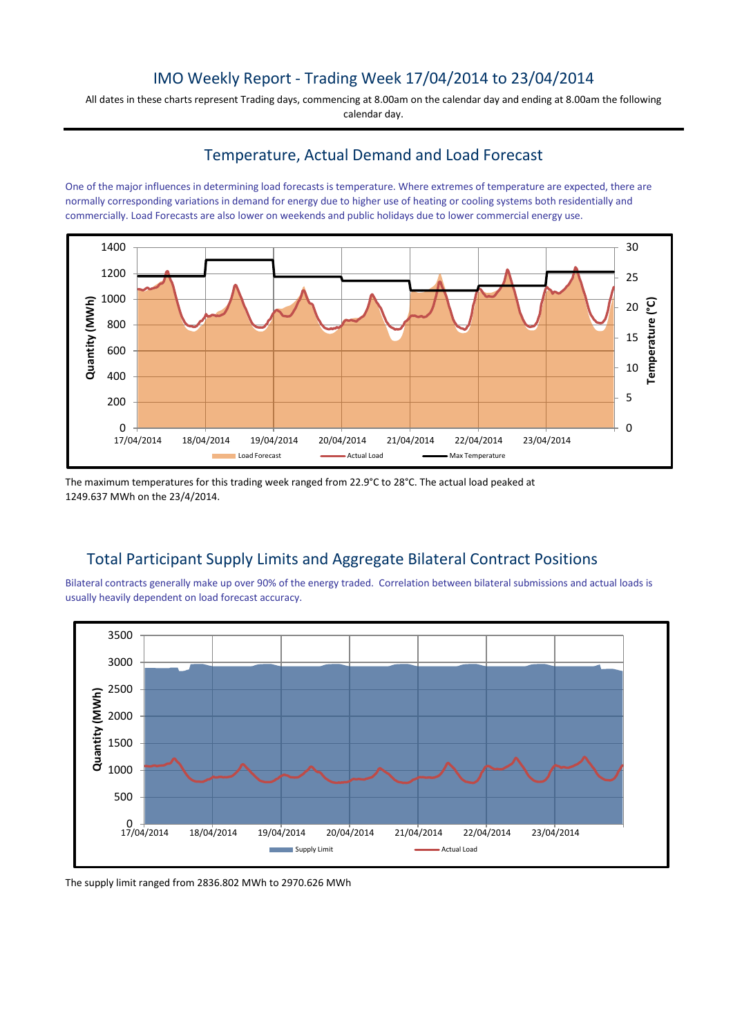# IMO Weekly Report - Trading Week 17/04/2014 to 23/04/2014

All dates in these charts represent Trading days, commencing at 8.00am on the calendar day and ending at 8.00am the following calendar day.

## Temperature, Actual Demand and Load Forecast

One of the major influences in determining load forecasts is temperature. Where extremes of temperature are expected, there are normally corresponding variations in demand for energy due to higher use of heating or cooling systems both residentially and commercially. Load Forecasts are also lower on weekends and public holidays due to lower commercial energy use.

The maximum temperatures for this trading week ranged from 22.9°C to 28°C. The actual load peaked at 1249.637 MWh on the 23/4/2014.

## Total Participant Supply Limits and Aggregate Bilateral Contract Positions

Bilateral contracts generally make up over 90% of the energy traded. Correlation between bilateral submissions and actual loads is usually heavily dependent on load forecast accuracy.

The supply limit ranged from 2836.802 MWh to 2970.626 MWh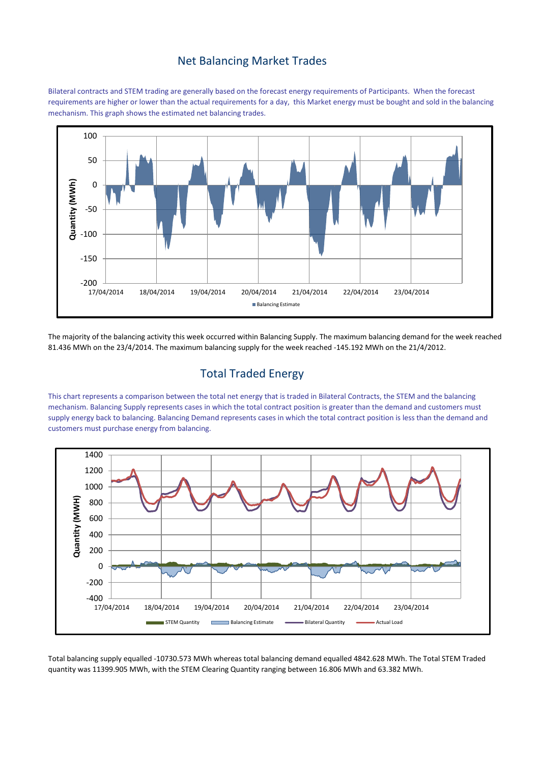## Net Balancing Market Trades

Bilateral contracts and STEM trading are generally based on the forecast energy requirements of Participants. When the forecast requirements are higher or lower than the actual requirements for a day, this Market energy must be bought and sold in the balancing mechanism. This graph shows the estimated net balancing trades.

The majority of the balancing activity this week occurred within Balancing Supply. The maximum balancing demand for the week reached 81.436 MWh on the 23/4/2014. The maximum balancing supply for the week reached -145.192 MWh on the 21/4/2012.

## Total Traded Energy

This chart represents a comparison between the total net energy that is traded in Bilateral Contracts, the STEM and the balancing mechanism. Balancing Supply represents cases in which the total contract position is greater than the demand and customers must supply energy back to balancing. Balancing Demand represents cases in which the total contract position is less than the demand and customers must purchase energy from balancing.

Total balancing supply equalled -10730.573 MWh whereas total balancing demand equalled 4842.628 MWh. The Total STEM Traded quantity was 11399.905 MWh, with the STEM Clearing Quantity ranging between 16.806 MWh and 63.382 MWh.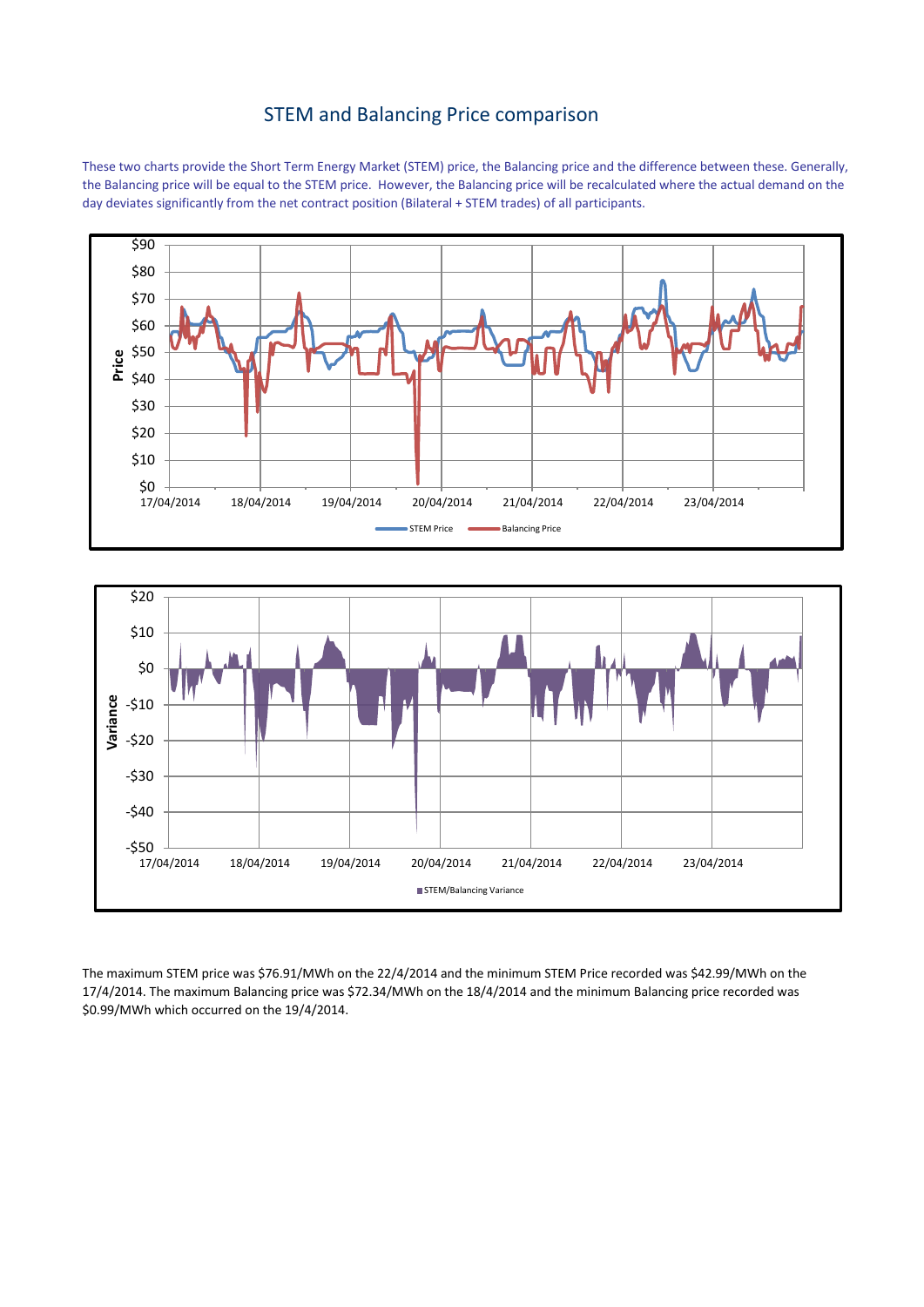# STEM and Balancing Price comparison

These two charts provide the Short Term Energy Market (STEM) price, the Balancing price and the difference between these. Generally, the Balancing price will be equal to the STEM price. However, the Balancing price will be recalculated where the actual demand on the day deviates significantly from the net contract position (Bilateral + STEM trades) of all participants.

Price

$90
$80
$70
$60
$50
$40
$30
$20
$10
$0

17/04/2014 18/04/2014 19/04/2014 20/04/2014 21/04/2014 22/04/2014 23/04/2014

STEM Price Balancing Price

Variance

$20
$10
$0
-$10
-$20
-$30
-$40
-$50

17/04/2014 18/04/2014 19/04/2014 20/04/2014 21/04/2014 22/04/2014 23/04/2014

STEM/Balancing Variance

The maximum STEM price was $76.91/MWh on the 22/4/2014 and the minimum STEM Price recorded was $42.99/MWh on the 17/4/2014. The maximum Balancing price was $72.34/MWh on the 18/4/2014 and the minimum Balancing price recorded was $0.99/MWh which occurred on the 19/4/2014.